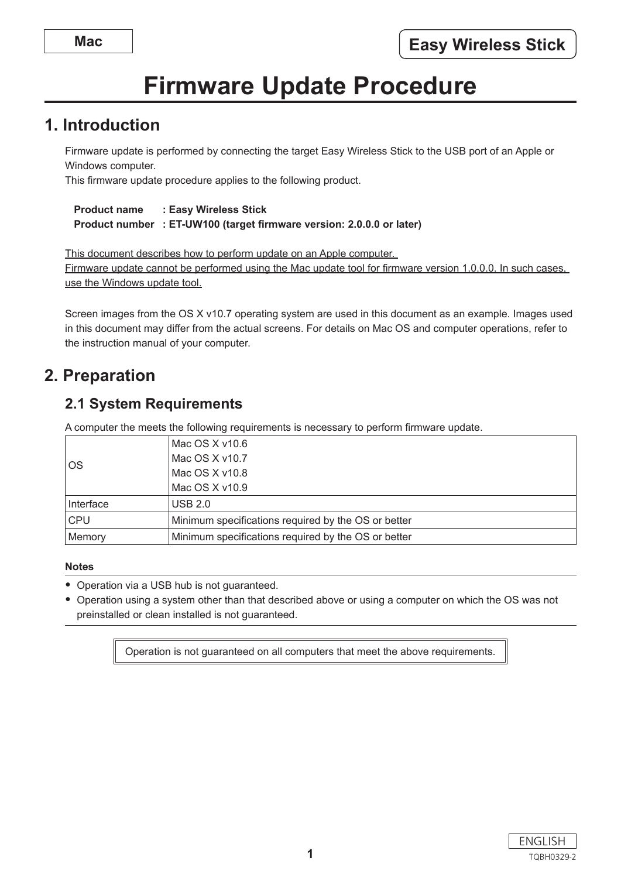Mac

Easy Wireless Stick

# Firmware Update Procedure

## 1. Introduction

Firmware update is performed by connecting the target Easy Wireless Stick to the USB port of an Apple or Windows computer.
This firmware update procedure applies to the following product.

**Product name : Easy Wireless Stick**
**Product number : ET-UW100 (target firmware version: 2.0.0.0 or later)**

<u>This document describes how to perform update on an Apple computer.</u>
<u>Firmware update cannot be performed using the Mac update tool for firmware version 1.0.0.0. In such cases, use the Windows update tool.</u>

Screen images from the OS X v10.7 operating system are used in this document as an example. Images used in this document may differ from the actual screens. For details on Mac OS and computer operations, refer to the instruction manual of your computer.

## 2. Preparation

### 2.1 System Requirements

A computer the meets the following requirements is necessary to perform firmware update.

| | |
|---|---|
| OS | Mac OS X v10.6<br>Mac OS X v10.7<br>Mac OS X v10.8<br>Mac OS X v10.9 |
| Interface | USB 2.0 |
| CPU | Minimum specifications required by the OS or better |
| Memory | Minimum specifications required by the OS or better |

**Notes**

- Operation via a USB hub is not guaranteed.
- Operation using a system other than that described above or using a computer on which the OS was not preinstalled or clean installed is not guaranteed.

Operation is not guaranteed on all computers that meet the above requirements.

ENGLISH

TQBH0329-2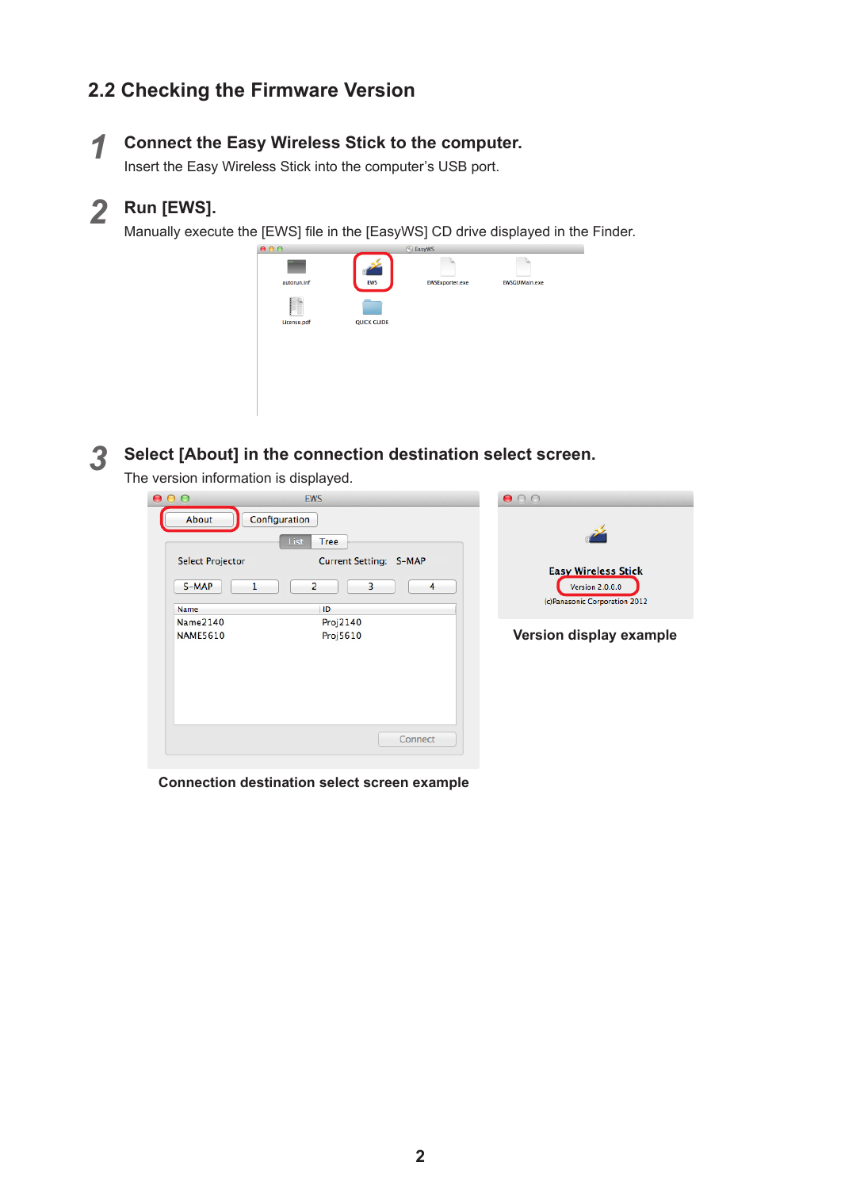## 2.2 Checking the Firmware Version

**1** **Connect the Easy Wireless Stick to the computer.**

Insert the Easy Wireless Stick into the computer's USB port.

**2** **Run [EWS].**

Manually execute the [EWS] file in the [EasyWS] CD drive displayed in the Finder.

**3** **Select [About] in the connection destination select screen.**

The version information is displayed.

**Connection destination select screen example**

**Version display example**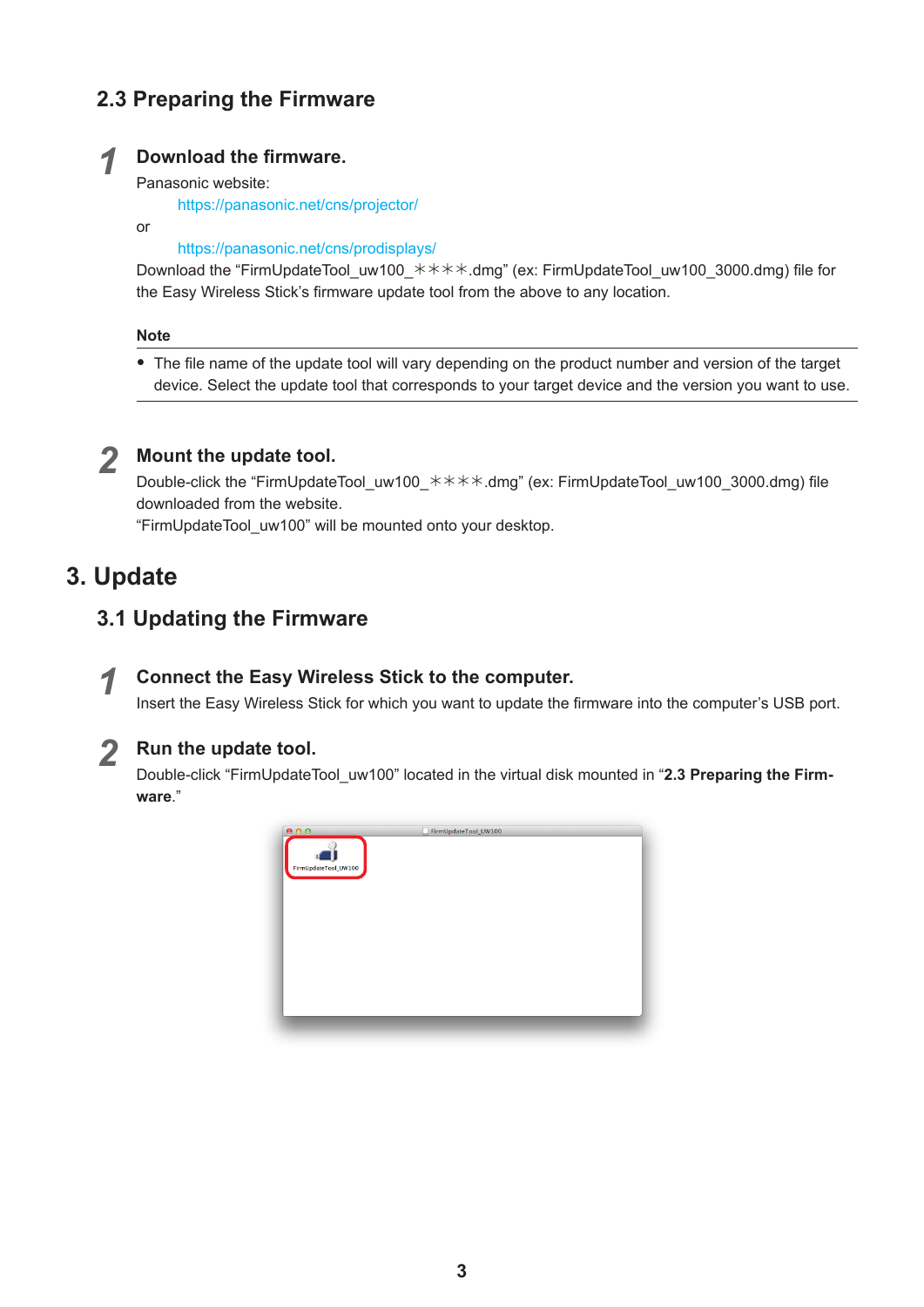### 2.3 Preparing the Firmware

**1** **Download the firmware.**

Panasonic website:

https://panasonic.net/cns/projector/

or

https://panasonic.net/cns/prodisplays/

Download the "FirmUpdateTool_uw100_＊＊＊＊.dmg" (ex: FirmUpdateTool_uw100_3000.dmg) file for the Easy Wireless Stick's firmware update tool from the above to any location.

**Note**

- The file name of the update tool will vary depending on the product number and version of the target device. Select the update tool that corresponds to your target device and the version you want to use.

**2** **Mount the update tool.**

Double-click the "FirmUpdateTool_uw100_＊＊＊＊.dmg" (ex: FirmUpdateTool_uw100_3000.dmg) file downloaded from the website.

"FirmUpdateTool_uw100" will be mounted onto your desktop.

## 3. Update

### 3.1 Updating the Firmware

**1** **Connect the Easy Wireless Stick to the computer.**

Insert the Easy Wireless Stick for which you want to update the firmware into the computer's USB port.

**2** **Run the update tool.**

Double-click "FirmUpdateTool_uw100" located in the virtual disk mounted in "**2.3 Preparing the Firmware**."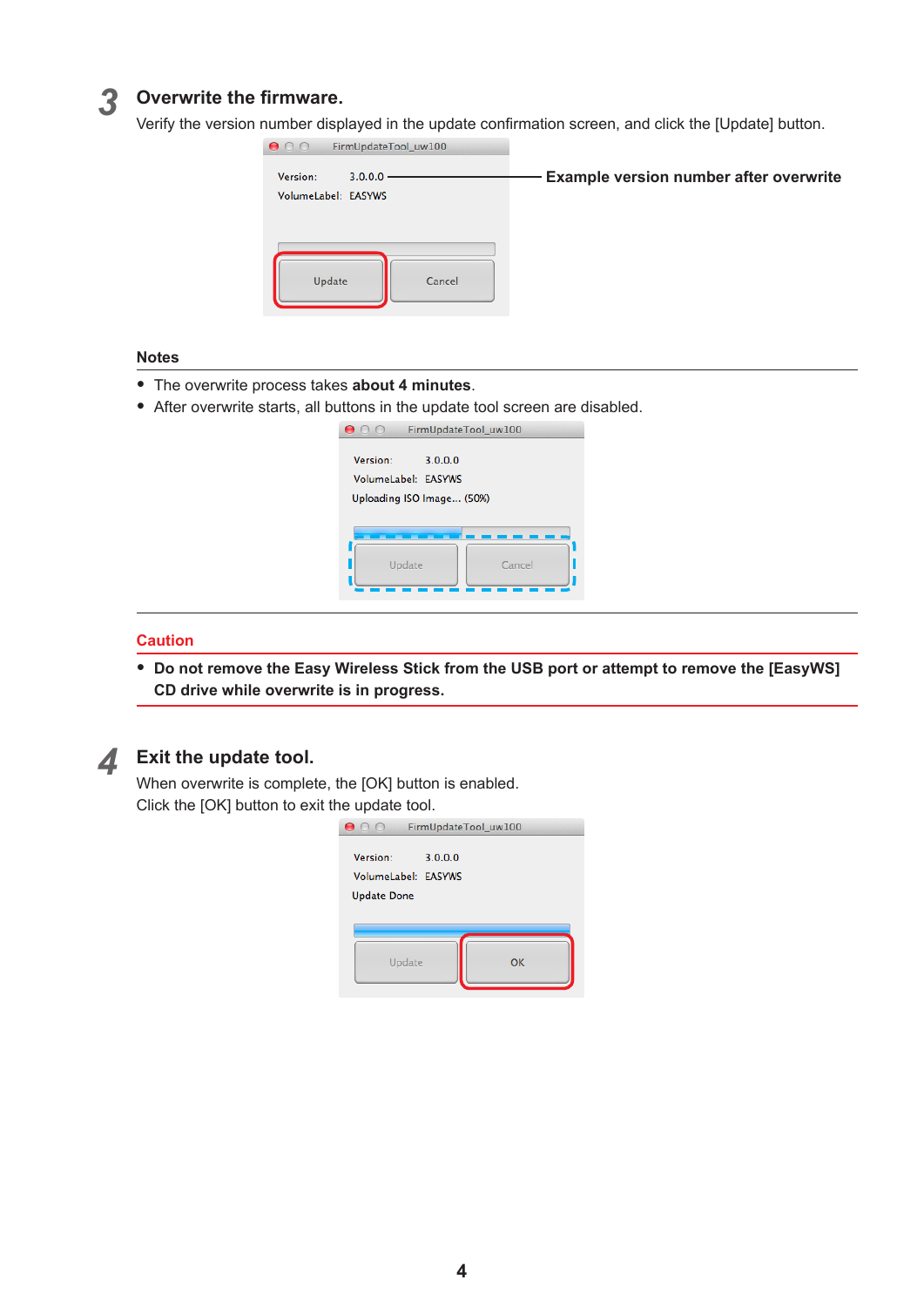## 3 Overwrite the firmware.

Verify the version number displayed in the update confirmation screen, and click the [Update] button.

FirmUpdateTool_uw100

Version: 3.0.0.0 — **Example version number after overwrite**

VolumeLabel: EASYWS

Update | Cancel

### Notes

- The overwrite process takes **about 4 minutes**.
- After overwrite starts, all buttons in the update tool screen are disabled.

FirmUpdateTool_uw100

Version: 3.0.0.0

VolumeLabel: EASYWS

Uploading ISO Image... (50%)

Update | Cancel

### Caution

- **Do not remove the Easy Wireless Stick from the USB port or attempt to remove the [EasyWS] CD drive while overwrite is in progress.**

## 4 Exit the update tool.

When overwrite is complete, the [OK] button is enabled.
Click the [OK] button to exit the update tool.

FirmUpdateTool_uw100

Version: 3.0.0.0

VolumeLabel: EASYWS

Update Done

Update | OK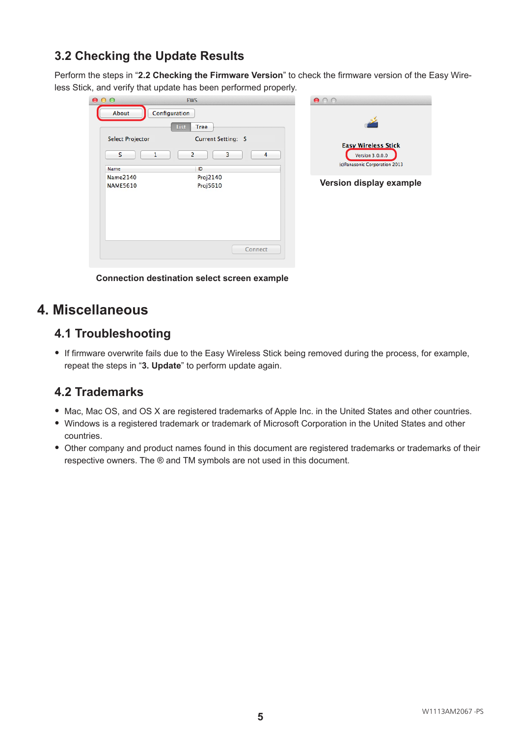## 3.2 Checking the Update Results

Perform the steps in "**2.2 Checking the Firmware Version**" to check the firmware version of the Easy Wireless Stick, and verify that update has been performed properly.

**Connection destination select screen example**

**Version display example**

# 4. Miscellaneous

## 4.1 Troubleshooting

- If firmware overwrite fails due to the Easy Wireless Stick being removed during the process, for example, repeat the steps in "**3. Update**" to perform update again.

## 4.2 Trademarks

- Mac, Mac OS, and OS X are registered trademarks of Apple Inc. in the United States and other countries.
- Windows is a registered trademark or trademark of Microsoft Corporation in the United States and other countries.
- Other company and product names found in this document are registered trademarks or trademarks of their respective owners. The ® and TM symbols are not used in this document.

W1113AM2067 -PS